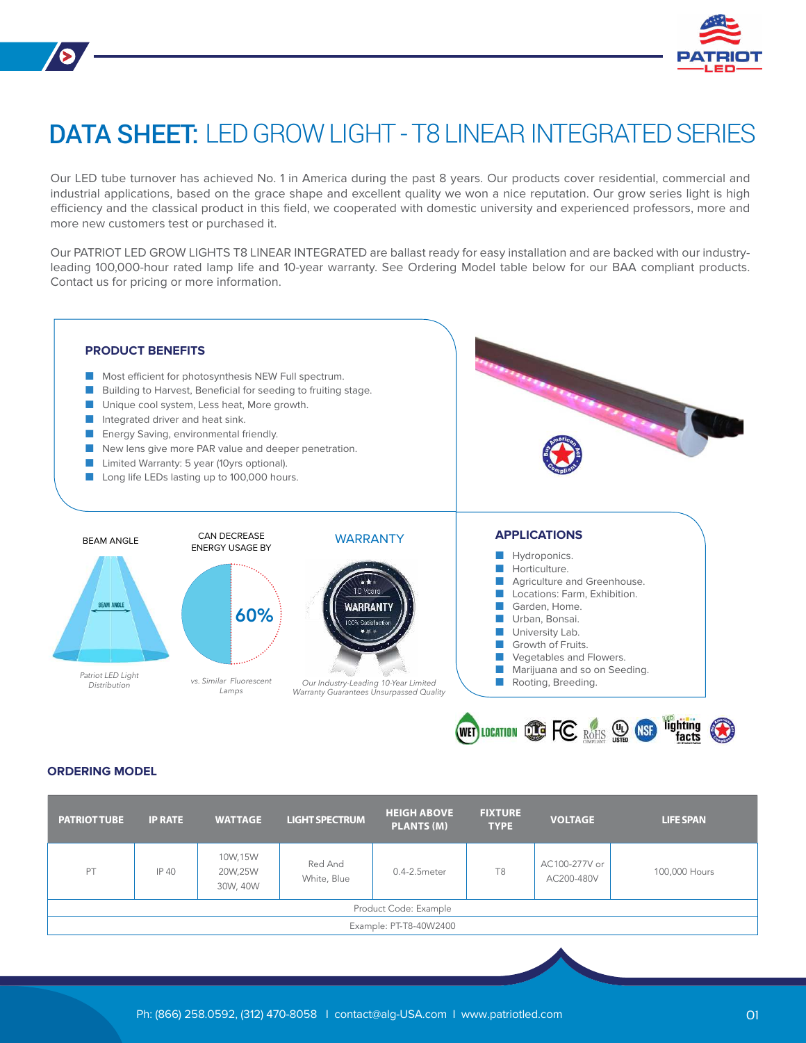# DATA SHEET: LED GROW LIGHT - T8 LINEAR INTEGRATED SERIES

Our LED tube turnover has achieved No. 1 in America during the past 8 years. Our products cover residential, commercial and industrial applications, based on the grace shape and excellent quality we won a nice reputation. Our grow series light is high efficiency and the classical product in this field, we cooperated with domestic university and experienced professors, more and more new customers test or purchased it.

Our PATRIOT LED GROW LIGHTS T8 LINEAR INTEGRATED are ballast ready for easy installation and are backed with our industry-leading 100,000-hour rated lamp life and 10-year warranty. See Ordering Model table below for our BAA compliant products. Contact us for pricing or more information.

## PRODUCT BENEFITS

- Most efficient for photosynthesis NEW Full spectrum.
- Building to Harvest, Beneficial for seeding to fruiting stage.
- Unique cool system, Less heat, More growth.
- Integrated driver and heat sink.
- Energy Saving, environmental friendly.
- New lens give more PAR value and deeper penetration.
- Limited Warranty: 5 year (10yrs optional).
- Long life LEDs lasting up to 100,000 hours.

BEAM ANGLE

*Patriot LED Light Distribution*

CAN DECREASE ENERGY USAGE BY

60%

*vs. Similar Fluorescent Lamps*

WARRANTY

*Our Industry-Leading 10-Year Limited Warranty Guarantees Unsurpassed Quality*

## APPLICATIONS

- Hydroponics.
- Horticulture.
- Agriculture and Greenhouse.
- Locations: Farm, Exhibition.
- Garden, Home.
- Urban, Bonsai.
- University Lab.
- Growth of Fruits.
- Vegetables and Flowers.
- Marijuana and so on Seeding.
- Rooting, Breeding.

## ORDERING MODEL

| PATRIOT TUBE | IP RATE | WATTAGE | LIGHT SPECTRUM | HEIGH ABOVE PLANTS (M) | FIXTURE TYPE | VOLTAGE | LIFE SPAN |
|---|---|---|---|---|---|---|---|
| PT | IP 40 | 10W,15W 20W,25W 30W, 40W | Red And White, Blue | 0.4-2.5meter | T8 | AC100-277V or AC200-480V | 100,000 Hours |
| Product Code: Example | | | | | | | |
| Example: PT-T8-40W2400 | | | | | | | |

Ph: (866) 258.0592, (312) 470-8058 | contact@alg-USA.com | www.patriotled.com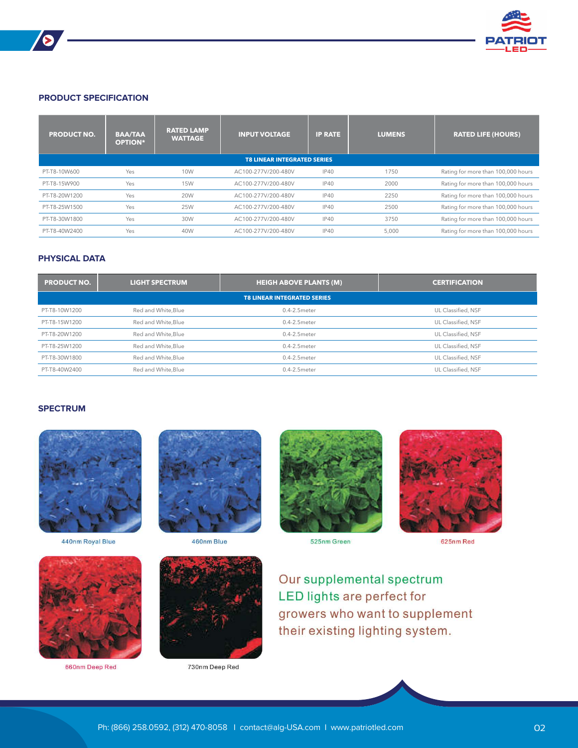## PRODUCT SPECIFICATION

| PRODUCT NO. | BAA/TAA OPTION* | RATED LAMP WATTAGE | INPUT VOLTAGE | IP RATE | LUMENS | RATED LIFE (HOURS) |
|---|---|---|---|---|---|---|
| **T8 LINEAR INTEGRATED SERIES** | | | | | | |
| PT-T8-10W600 | Yes | 10W | AC100-277V/200-480V | IP40 | 1750 | Rating for more than 100,000 hours |
| PT-T8-15W900 | Yes | 15W | AC100-277V/200-480V | IP40 | 2000 | Rating for more than 100,000 hours |
| PT-T8-20W1200 | Yes | 20W | AC100-277V/200-480V | IP40 | 2250 | Rating for more than 100,000 hours |
| PT-T8-25W1500 | Yes | 25W | AC100-277V/200-480V | IP40 | 2500 | Rating for more than 100,000 hours |
| PT-T8-30W1800 | Yes | 30W | AC100-277V/200-480V | IP40 | 3750 | Rating for more than 100,000 hours |
| PT-T8-40W2400 | Yes | 40W | AC100-277V/200-480V | IP40 | 5,000 | Rating for more than 100,000 hours |

## PHYSICAL DATA

| PRODUCT NO. | LIGHT SPECTRUM | HEIGH ABOVE PLANTS (M) | CERTIFICATION |
|---|---|---|---|
| **T8 LINEAR INTEGRATED SERIES** | | | |
| PT-T8-10W1200 | Red and White,Blue | 0.4-2.5meter | UL Classified, NSF |
| PT-T8-15W1200 | Red and White,Blue | 0.4-2.5meter | UL Classified, NSF |
| PT-T8-20W1200 | Red and White,Blue | 0.4-2.5meter | UL Classified, NSF |
| PT-T8-25W1200 | Red and White,Blue | 0.4-2.5meter | UL Classified, NSF |
| PT-T8-30W1800 | Red and White,Blue | 0.4-2.5meter | UL Classified, NSF |
| PT-T8-40W2400 | Red and White,Blue | 0.4-2.5meter | UL Classified, NSF |

## SPECTRUM

440nm Royal Blue

460nm Blue

525nm Green

625nm Red

660nm Deep Red

730nm Deep Red

Our supplemental spectrum LED lights are perfect for growers who want to supplement their existing lighting system.

Ph: (866) 258.0592, (312) 470-8058 I contact@alg-USA.com I www.patriotled.com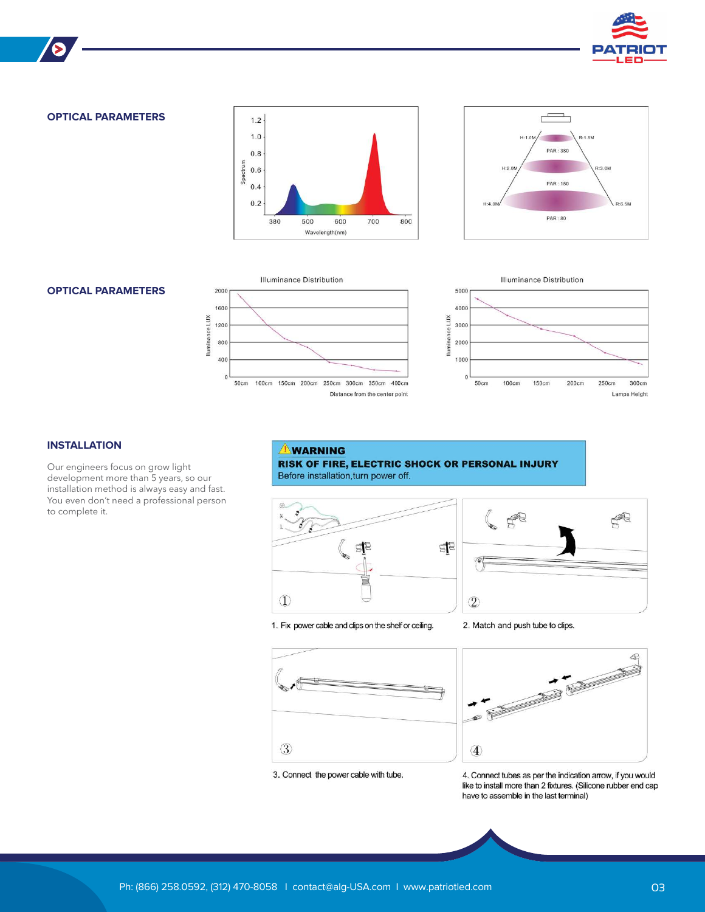## OPTICAL PARAMETERS

1.2
1.0
0.8
0.6
0.4
0.2
Spectrum
380
500
600
700
800
Wavelength(nm)

H:1.0M
R:1.5M
PAR : 380
H:2.0M
R:3.0M
PAR : 150
H:4.0M
R:6.5M
PAR : 80

## OPTICAL PARAMETERS

Illuminance Distribution
2000
1600
1200
800
400
0
Illuminance LUX
50cm 100cm 150cm 200cm 250cm 300cm 350cm 400cm
Distance from the center point

Illuminance Distribution
5000
4000
3000
2000
1000
0
Illuminance LUX
50cm 100cm 150cm 200cm 250cm 300cm
Lamps Height

## INSTALLATION

Our engineers focus on grow light development more than 5 years, so our installation method is always easy and fast. You even don't need a professional person to complete it.

**⚠WARNING**

**RISK OF FIRE, ELECTRIC SHOCK OR PERSONAL INJURY**

Before installation,turn power off.

1. Fix power cable and clips on the shelf or ceiling.
2. Match and push tube to clips.
3. Connect the power cable with tube.
4. Connect tubes as per the indication arrow, if you would like to install more than 2 fixtures. (Silicone rubber end cap have to assemble in the last terminal)

Ph: (866) 258.0592, (312) 470-8058 I contact@alg-USA.com I www.patriotled.com